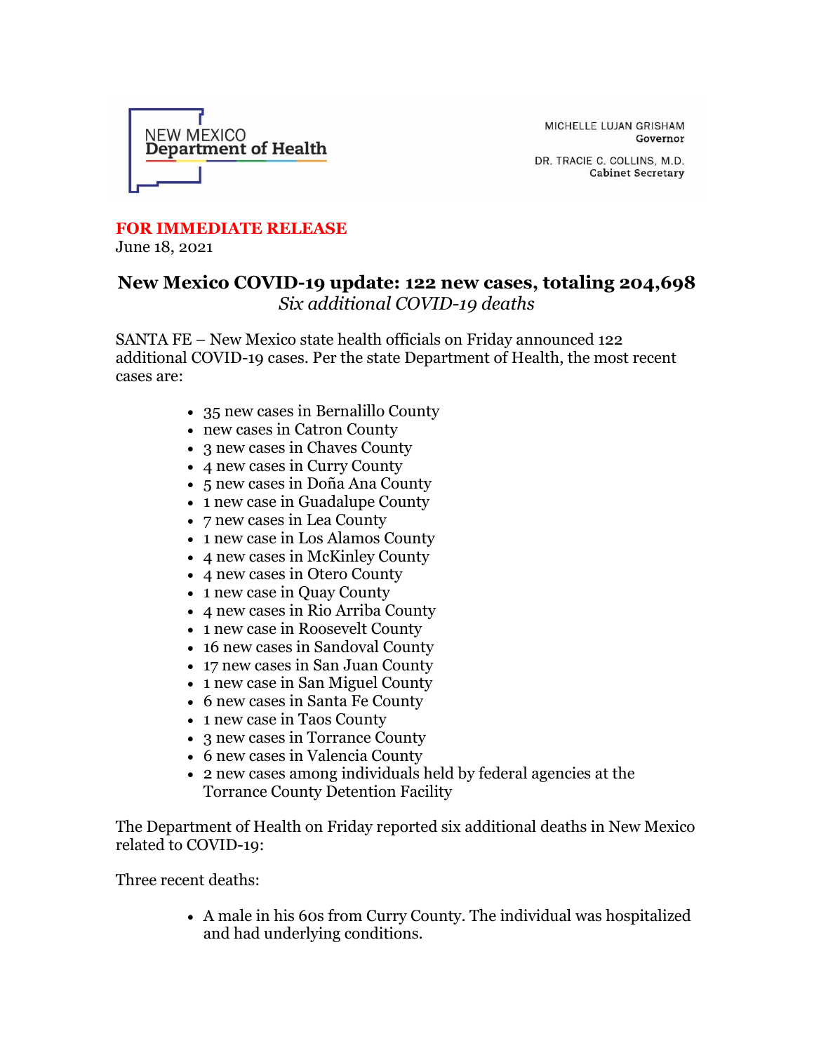NEW MEXICO
Department of Health

MICHELLE LUJAN GRISHAM
Governor

DR. TRACIE C. COLLINS, M.D.
Cabinet Secretary

**FOR IMMEDIATE RELEASE**
June 18, 2021

## New Mexico COVID-19 update: 122 new cases, totaling 204,698

*Six additional COVID-19 deaths*

SANTA FE – New Mexico state health officials on Friday announced 122 additional COVID-19 cases. Per the state Department of Health, the most recent cases are:

- 35 new cases in Bernalillo County
- new cases in Catron County
- 3 new cases in Chaves County
- 4 new cases in Curry County
- 5 new cases in Doña Ana County
- 1 new case in Guadalupe County
- 7 new cases in Lea County
- 1 new case in Los Alamos County
- 4 new cases in McKinley County
- 4 new cases in Otero County
- 1 new case in Quay County
- 4 new cases in Rio Arriba County
- 1 new case in Roosevelt County
- 16 new cases in Sandoval County
- 17 new cases in San Juan County
- 1 new case in San Miguel County
- 6 new cases in Santa Fe County
- 1 new case in Taos County
- 3 new cases in Torrance County
- 6 new cases in Valencia County
- 2 new cases among individuals held by federal agencies at the Torrance County Detention Facility

The Department of Health on Friday reported six additional deaths in New Mexico related to COVID-19:

Three recent deaths:

- A male in his 60s from Curry County. The individual was hospitalized and had underlying conditions.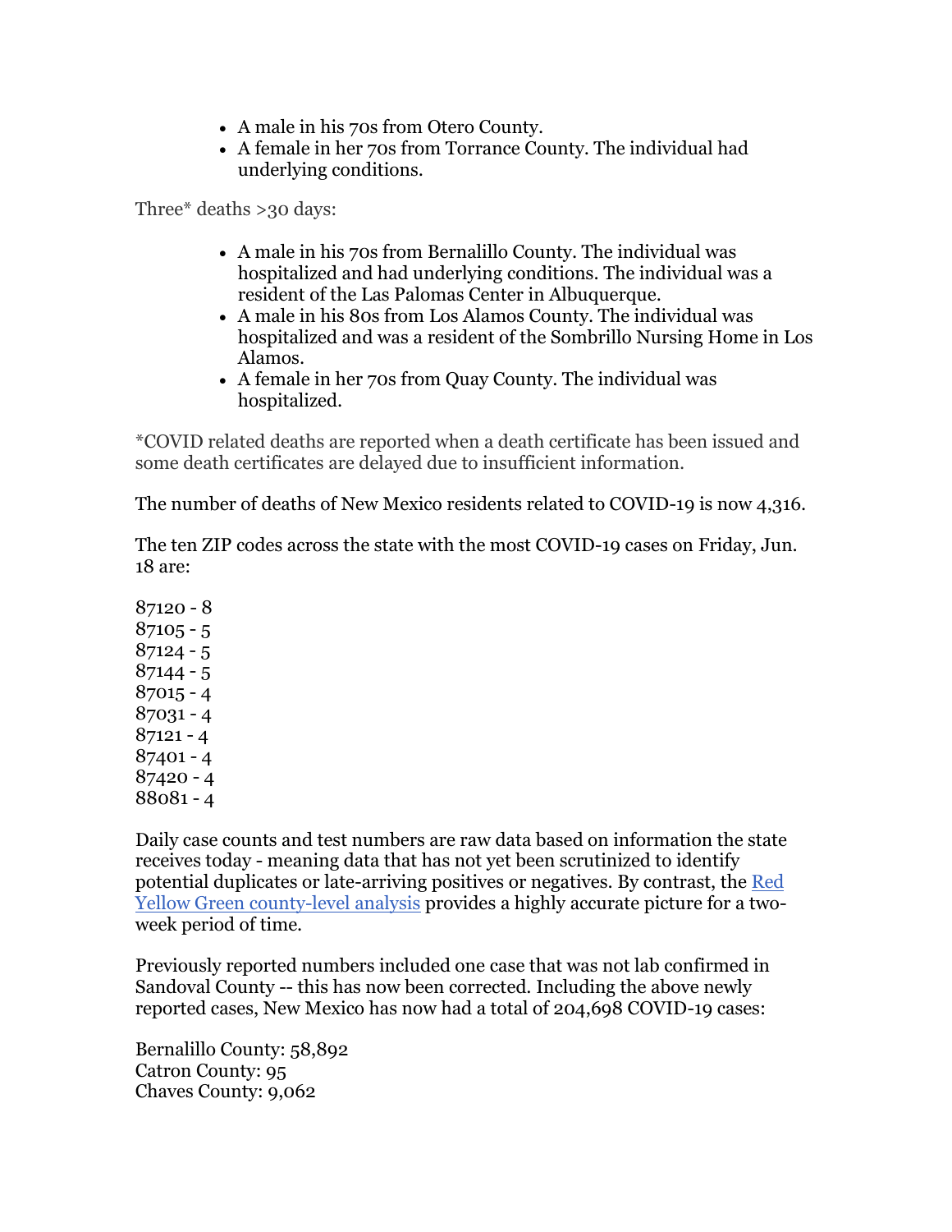- A male in his 70s from Otero County.
- A female in her 70s from Torrance County. The individual had underlying conditions.

Three* deaths >30 days:

- A male in his 70s from Bernalillo County. The individual was hospitalized and had underlying conditions. The individual was a resident of the Las Palomas Center in Albuquerque.
- A male in his 80s from Los Alamos County. The individual was hospitalized and was a resident of the Sombrillo Nursing Home in Los Alamos.
- A female in her 70s from Quay County. The individual was hospitalized.

*COVID related deaths are reported when a death certificate has been issued and some death certificates are delayed due to insufficient information.

The number of deaths of New Mexico residents related to COVID-19 is now 4,316.

The ten ZIP codes across the state with the most COVID-19 cases on Friday, Jun. 18 are:

87120 - 8
87105 - 5
87124 - 5
87144 - 5
87015 - 4
87031 - 4
87121 - 4
87401 - 4
87420 - 4
88081 - 4

Daily case counts and test numbers are raw data based on information the state receives today - meaning data that has not yet been scrutinized to identify potential duplicates or late-arriving positives or negatives. By contrast, the Red Yellow Green county-level analysis provides a highly accurate picture for a two-week period of time.

Previously reported numbers included one case that was not lab confirmed in Sandoval County -- this has now been corrected. Including the above newly reported cases, New Mexico has now had a total of 204,698 COVID-19 cases:

Bernalillo County: 58,892
Catron County: 95
Chaves County: 9,062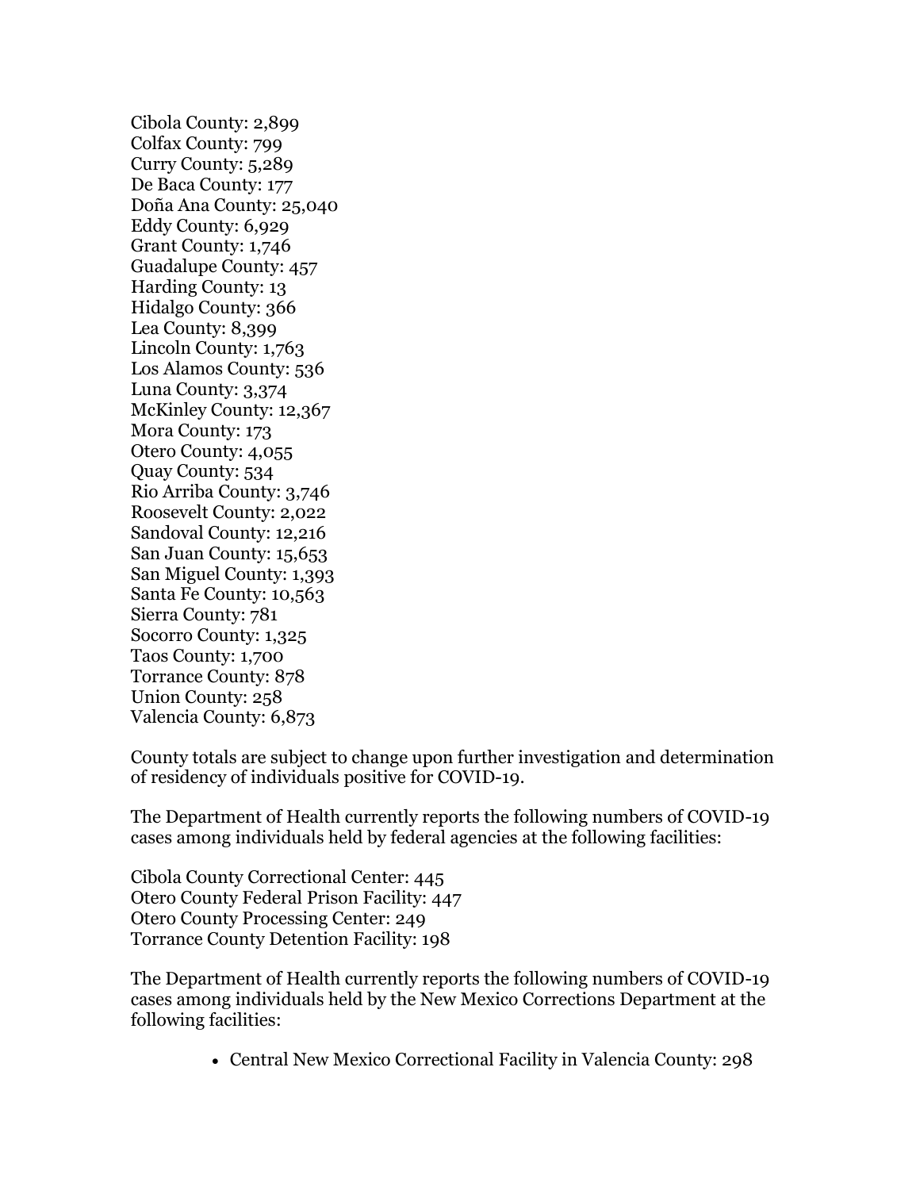Cibola County: 2,899
Colfax County: 799
Curry County: 5,289
De Baca County: 177
Doña Ana County: 25,040
Eddy County: 6,929
Grant County: 1,746
Guadalupe County: 457
Harding County: 13
Hidalgo County: 366
Lea County: 8,399
Lincoln County: 1,763
Los Alamos County: 536
Luna County: 3,374
McKinley County: 12,367
Mora County: 173
Otero County: 4,055
Quay County: 534
Rio Arriba County: 3,746
Roosevelt County: 2,022
Sandoval County: 12,216
San Juan County: 15,653
San Miguel County: 1,393
Santa Fe County: 10,563
Sierra County: 781
Socorro County: 1,325
Taos County: 1,700
Torrance County: 878
Union County: 258
Valencia County: 6,873

County totals are subject to change upon further investigation and determination of residency of individuals positive for COVID-19.

The Department of Health currently reports the following numbers of COVID-19 cases among individuals held by federal agencies at the following facilities:

Cibola County Correctional Center: 445
Otero County Federal Prison Facility: 447
Otero County Processing Center: 249
Torrance County Detention Facility: 198

The Department of Health currently reports the following numbers of COVID-19 cases among individuals held by the New Mexico Corrections Department at the following facilities:

- Central New Mexico Correctional Facility in Valencia County: 298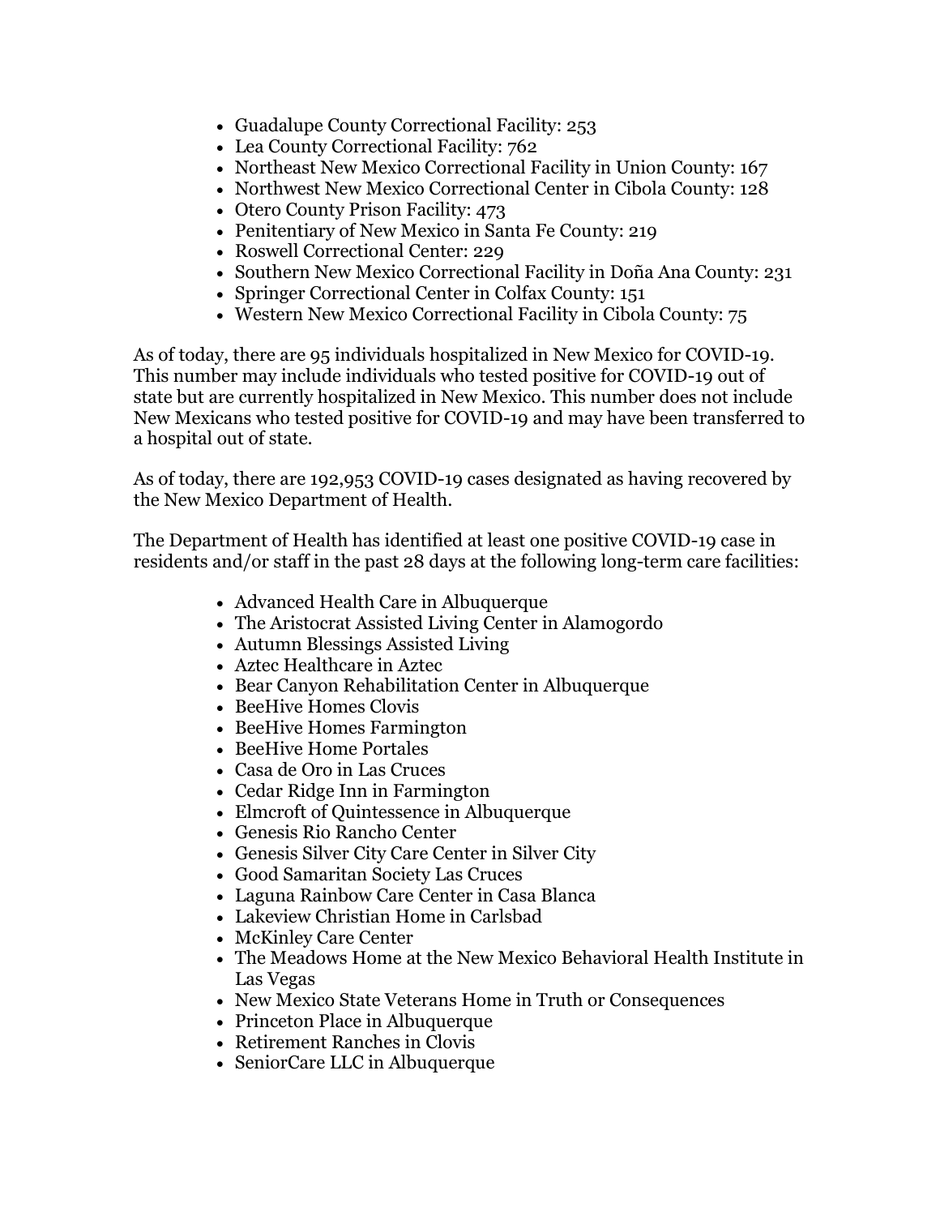- Guadalupe County Correctional Facility: 253
- Lea County Correctional Facility: 762
- Northeast New Mexico Correctional Facility in Union County: 167
- Northwest New Mexico Correctional Center in Cibola County: 128
- Otero County Prison Facility: 473
- Penitentiary of New Mexico in Santa Fe County: 219
- Roswell Correctional Center: 229
- Southern New Mexico Correctional Facility in Doña Ana County: 231
- Springer Correctional Center in Colfax County: 151
- Western New Mexico Correctional Facility in Cibola County: 75

As of today, there are 95 individuals hospitalized in New Mexico for COVID-19. This number may include individuals who tested positive for COVID-19 out of state but are currently hospitalized in New Mexico. This number does not include New Mexicans who tested positive for COVID-19 and may have been transferred to a hospital out of state.

As of today, there are 192,953 COVID-19 cases designated as having recovered by the New Mexico Department of Health.

The Department of Health has identified at least one positive COVID-19 case in residents and/or staff in the past 28 days at the following long-term care facilities:

- Advanced Health Care in Albuquerque
- The Aristocrat Assisted Living Center in Alamogordo
- Autumn Blessings Assisted Living
- Aztec Healthcare in Aztec
- Bear Canyon Rehabilitation Center in Albuquerque
- BeeHive Homes Clovis
- BeeHive Homes Farmington
- BeeHive Home Portales
- Casa de Oro in Las Cruces
- Cedar Ridge Inn in Farmington
- Elmcroft of Quintessence in Albuquerque
- Genesis Rio Rancho Center
- Genesis Silver City Care Center in Silver City
- Good Samaritan Society Las Cruces
- Laguna Rainbow Care Center in Casa Blanca
- Lakeview Christian Home in Carlsbad
- McKinley Care Center
- The Meadows Home at the New Mexico Behavioral Health Institute in Las Vegas
- New Mexico State Veterans Home in Truth or Consequences
- Princeton Place in Albuquerque
- Retirement Ranches in Clovis
- SeniorCare LLC in Albuquerque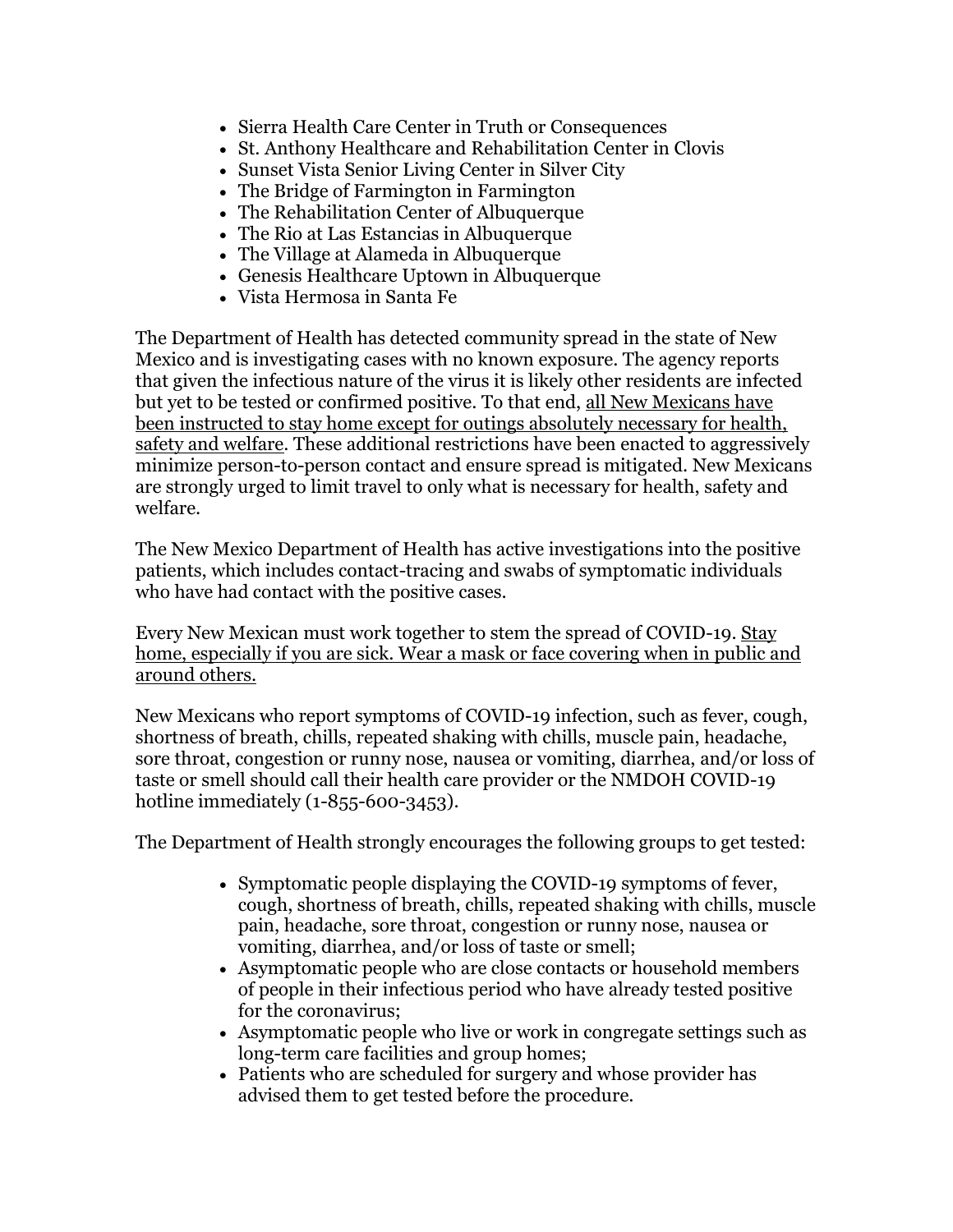- Sierra Health Care Center in Truth or Consequences
- St. Anthony Healthcare and Rehabilitation Center in Clovis
- Sunset Vista Senior Living Center in Silver City
- The Bridge of Farmington in Farmington
- The Rehabilitation Center of Albuquerque
- The Rio at Las Estancias in Albuquerque
- The Village at Alameda in Albuquerque
- Genesis Healthcare Uptown in Albuquerque
- Vista Hermosa in Santa Fe

The Department of Health has detected community spread in the state of New Mexico and is investigating cases with no known exposure. The agency reports that given the infectious nature of the virus it is likely other residents are infected but yet to be tested or confirmed positive. To that end, all New Mexicans have been instructed to stay home except for outings absolutely necessary for health, safety and welfare. These additional restrictions have been enacted to aggressively minimize person-to-person contact and ensure spread is mitigated. New Mexicans are strongly urged to limit travel to only what is necessary for health, safety and welfare.

The New Mexico Department of Health has active investigations into the positive patients, which includes contact-tracing and swabs of symptomatic individuals who have had contact with the positive cases.

Every New Mexican must work together to stem the spread of COVID-19. Stay home, especially if you are sick. Wear a mask or face covering when in public and around others.

New Mexicans who report symptoms of COVID-19 infection, such as fever, cough, shortness of breath, chills, repeated shaking with chills, muscle pain, headache, sore throat, congestion or runny nose, nausea or vomiting, diarrhea, and/or loss of taste or smell should call their health care provider or the NMDOH COVID-19 hotline immediately (1-855-600-3453).

The Department of Health strongly encourages the following groups to get tested:

- Symptomatic people displaying the COVID-19 symptoms of fever, cough, shortness of breath, chills, repeated shaking with chills, muscle pain, headache, sore throat, congestion or runny nose, nausea or vomiting, diarrhea, and/or loss of taste or smell;
- Asymptomatic people who are close contacts or household members of people in their infectious period who have already tested positive for the coronavirus;
- Asymptomatic people who live or work in congregate settings such as long-term care facilities and group homes;
- Patients who are scheduled for surgery and whose provider has advised them to get tested before the procedure.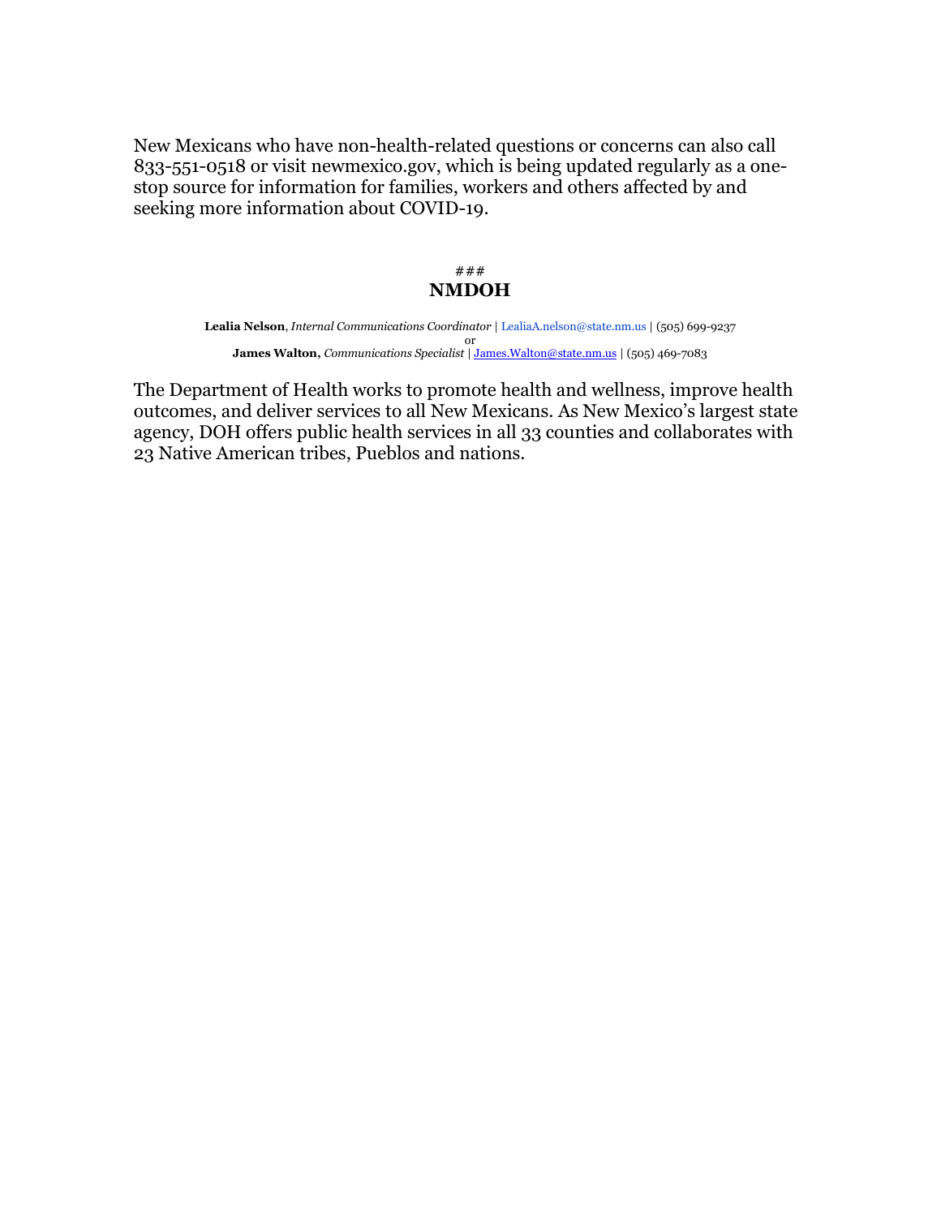New Mexicans who have non-health-related questions or concerns can also call 833-551-0518 or visit newmexico.gov, which is being updated regularly as a one-stop source for information for families, workers and others affected by and seeking more information about COVID-19.

###

**NMDOH**

**Lealia Nelson**, *Internal Communications Coordinator* | LealiaA.nelson@state.nm.us | (505) 699-9237
or
**James Walton,** *Communications Specialist* | James.Walton@state.nm.us | (505) 469-7083

The Department of Health works to promote health and wellness, improve health outcomes, and deliver services to all New Mexicans. As New Mexico's largest state agency, DOH offers public health services in all 33 counties and collaborates with 23 Native American tribes, Pueblos and nations.